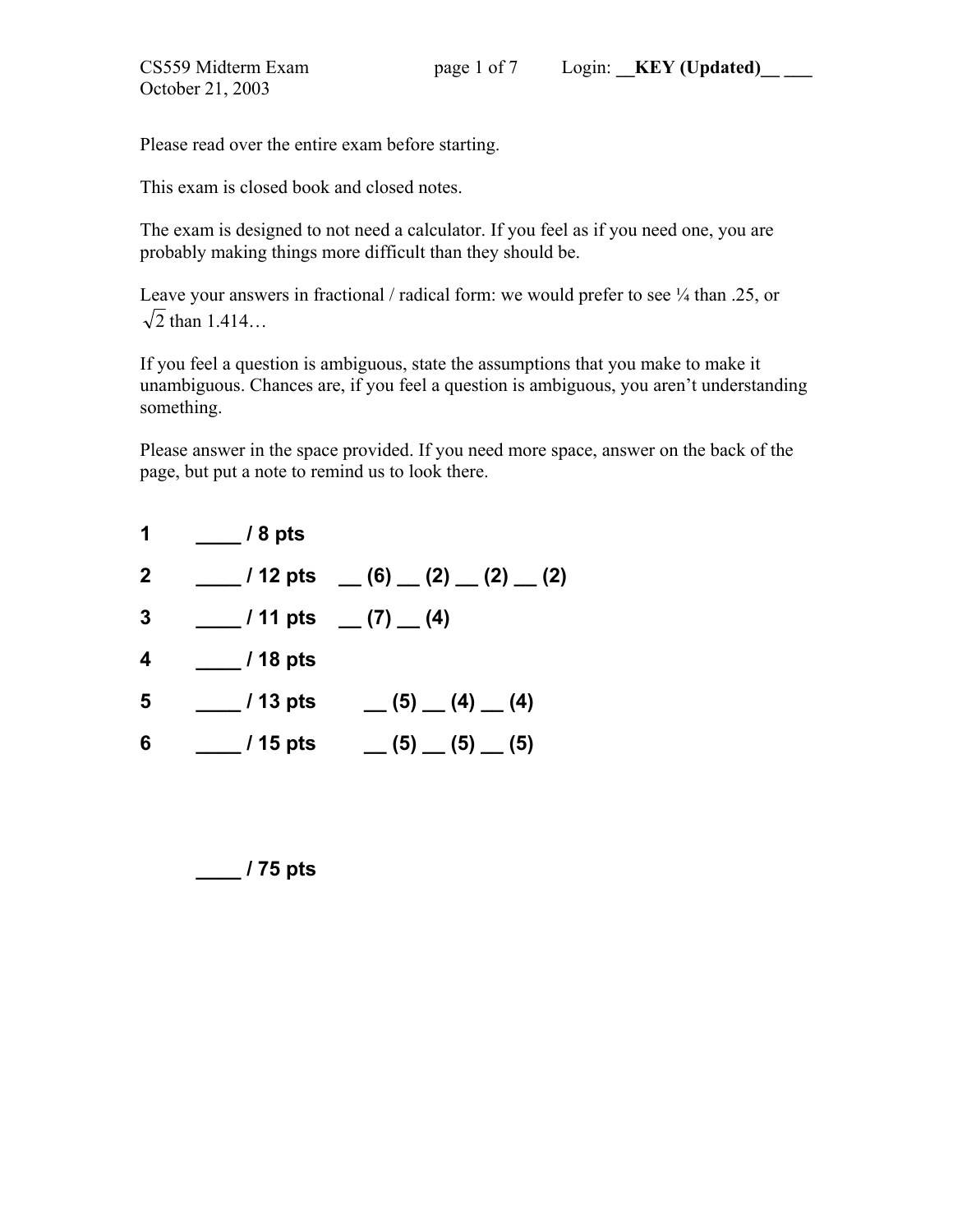CS559 Midterm Exam
October 21, 2003

Login: __**KEY (Updated)**__ ___

Please read over the entire exam before starting.

This exam is closed book and closed notes.

The exam is designed to not need a calculator. If you feel as if you need one, you are probably making things more difficult than they should be.

Leave your answers in fractional / radical form: we would prefer to see ¼ than .25, or $\sqrt{2}$ than 1.414…

If you feel a question is ambiguous, state the assumptions that you make to make it unambiguous. Chances are, if you feel a question is ambiguous, you aren't understanding something.

Please answer in the space provided. If you need more space, answer on the back of the page, but put a note to remind us to look there.

**1 ____ / 8 pts**

**2 ____ / 12 pts __ (6) __ (2) __ (2) __ (2)**

**3 ____ / 11 pts __ (7) __ (4)**

**4 ____ / 18 pts**

**5 ____ / 13 pts __ (5) __ (4) __ (4)**

**6 ____ / 15 pts __ (5) __ (5) __ (5)**

**____ / 75 pts**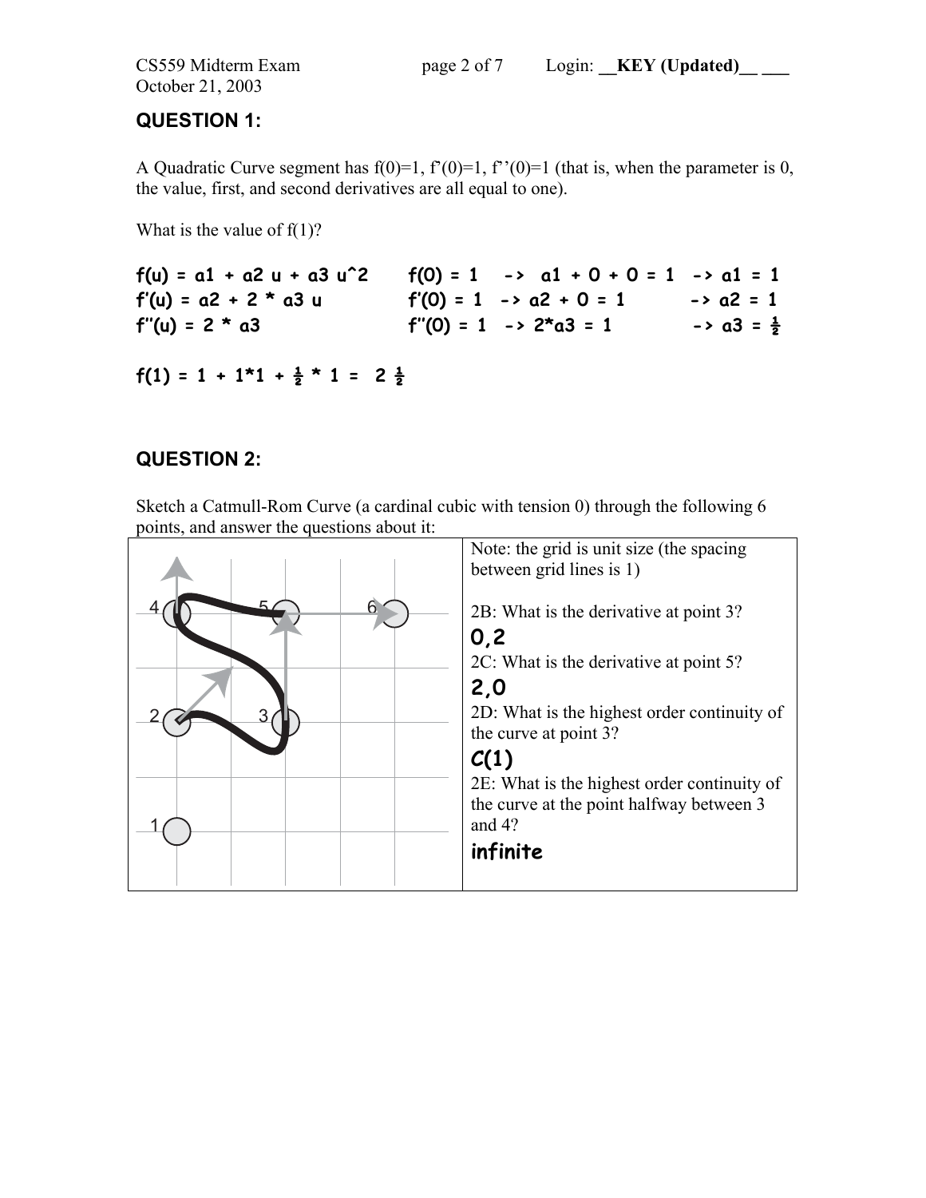# QUESTION 1:

A Quadratic Curve segment has f(0)=1, f'(0)=1, f''(0)=1 (that is, when the parameter is 0, the value, first, and second derivatives are all equal to one).

What is the value of f(1)?

```
f(u) = a1 + a2 u + a3 u^2     f(0) = 1   ->  a1 + 0 + 0 = 1  -> a1 = 1
f'(u) = a2 + 2 * a3 u         f'(0) = 1  -> a2 + 0 = 1       -> a2 = 1
f''(u) = 2 * a3               f''(0) = 1  -> 2*a3 = 1        -> a3 = ½

f(1) = 1 + 1*1 + ½ * 1 =  2 ½
```

# QUESTION 2:

Sketch a Catmull-Rom Curve (a cardinal cubic with tension 0) through the following 6 points, and answer the questions about it:

Note: the grid is unit size (the spacing between grid lines is 1)

2B: What is the derivative at point 3?

**0,2**

2C: What is the derivative at point 5?

**2,0**

2D: What is the highest order continuity of the curve at point 3?

**C(1)**

2E: What is the highest order continuity of the curve at the point halfway between 3 and 4?

**infinite**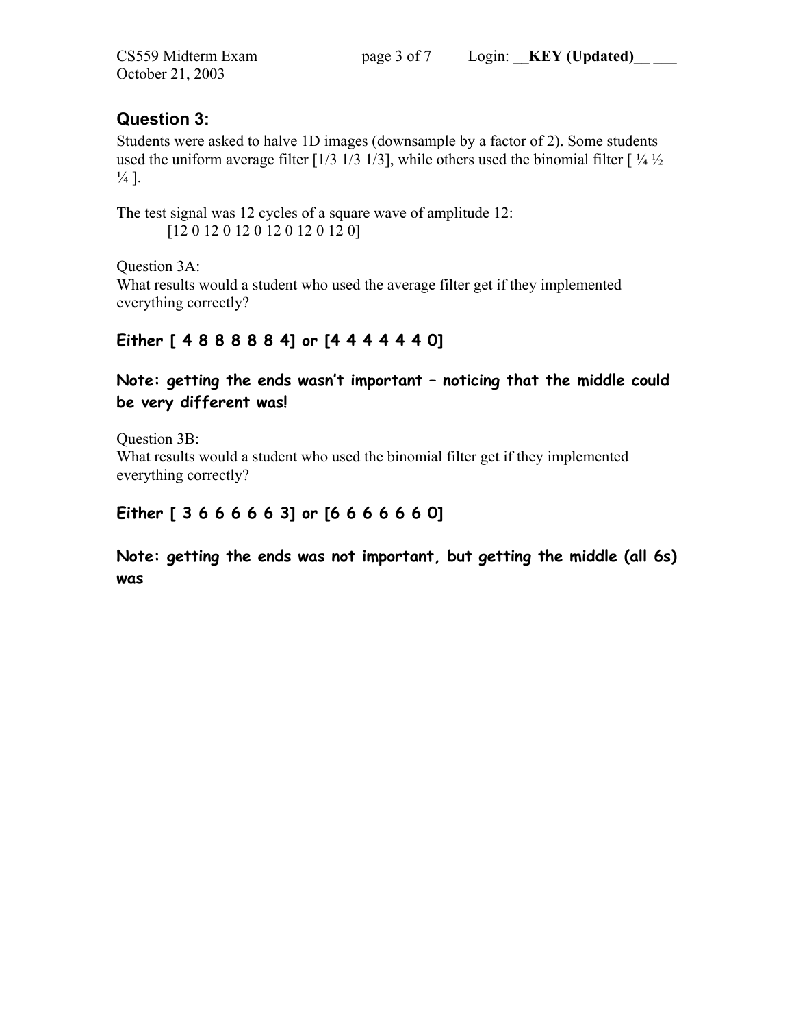## Question 3:

Students were asked to halve 1D images (downsample by a factor of 2). Some students used the uniform average filter [1/3 1/3 1/3], while others used the binomial filter [ ¼ ½ ¼ ].

The test signal was 12 cycles of a square wave of amplitude 12:

[12 0 12 0 12 0 12 0 12 0 12 0]

Question 3A:
What results would a student who used the average filter get if they implemented everything correctly?

**Either [ 4 8 8 8 8 8 4] or [4 4 4 4 4 4 0]**

**Note: getting the ends wasn't important – noticing that the middle could be very different was!**

Question 3B:
What results would a student who used the binomial filter get if they implemented everything correctly?

**Either [ 3 6 6 6 6 6 3] or [6 6 6 6 6 6 0]**

**Note: getting the ends was not important, but getting the middle (all 6s) was**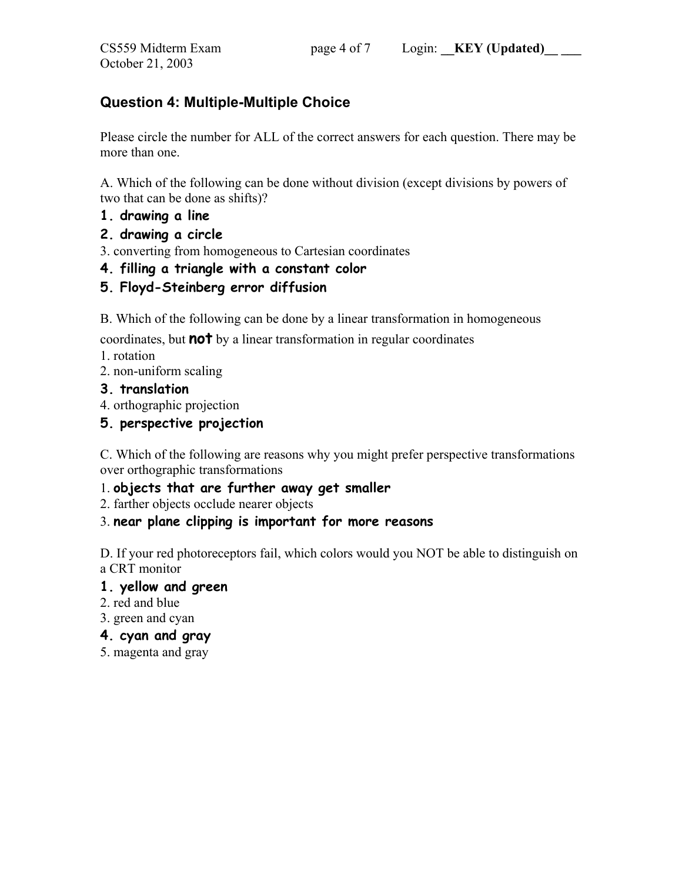## Question 4: Multiple-Multiple Choice

Please circle the number for ALL of the correct answers for each question. There may be more than one.

A. Which of the following can be done without division (except divisions by powers of two that can be done as shifts)?

**1. drawing a line**

**2. drawing a circle**

3. converting from homogeneous to Cartesian coordinates

**4. filling a triangle with a constant color**

**5. Floyd-Steinberg error diffusion**

B. Which of the following can be done by a linear transformation in homogeneous coordinates, but **not** by a linear transformation in regular coordinates

1. rotation

2. non-uniform scaling

**3. translation**

4. orthographic projection

**5. perspective projection**

C. Which of the following are reasons why you might prefer perspective transformations over orthographic transformations

1. **objects that are further away get smaller**

2. farther objects occlude nearer objects

3. **near plane clipping is important for more reasons**

D. If your red photoreceptors fail, which colors would you NOT be able to distinguish on a CRT monitor

**1. yellow and green**

2. red and blue

3. green and cyan

**4. cyan and gray**

5. magenta and gray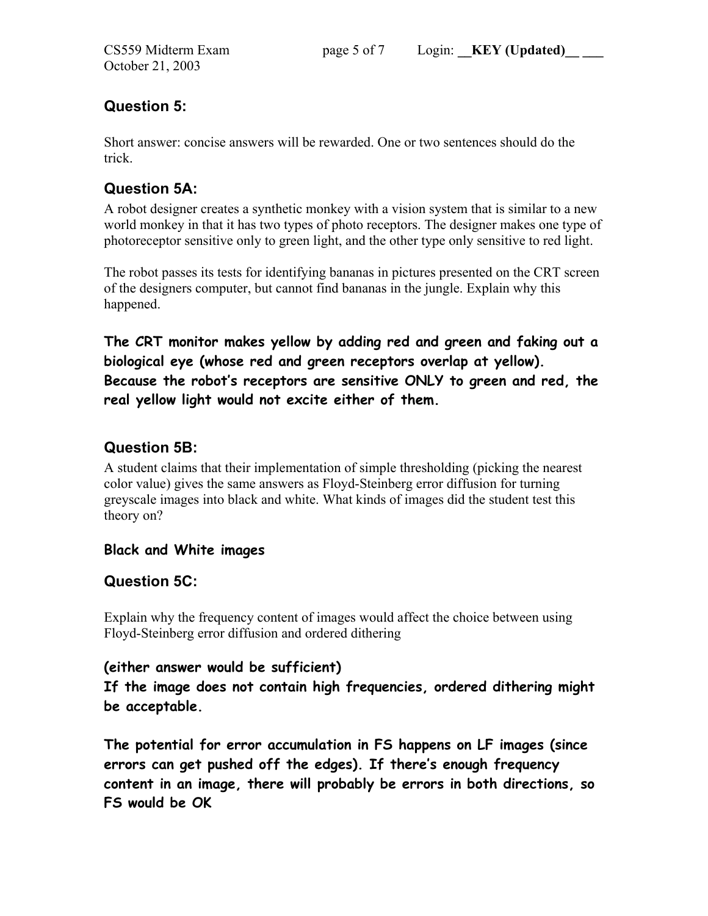## Question 5:

Short answer: concise answers will be rewarded. One or two sentences should do the trick.

## Question 5A:

A robot designer creates a synthetic monkey with a vision system that is similar to a new world monkey in that it has two types of photo receptors. The designer makes one type of photoreceptor sensitive only to green light, and the other type only sensitive to red light.

The robot passes its tests for identifying bananas in pictures presented on the CRT screen of the designers computer, but cannot find bananas in the jungle. Explain why this happened.

**The CRT monitor makes yellow by adding red and green and faking out a biological eye (whose red and green receptors overlap at yellow). Because the robot's receptors are sensitive ONLY to green and red, the real yellow light would not excite either of them.**

## Question 5B:

A student claims that their implementation of simple thresholding (picking the nearest color value) gives the same answers as Floyd-Steinberg error diffusion for turning greyscale images into black and white. What kinds of images did the student test this theory on?

**Black and White images**

## Question 5C:

Explain why the frequency content of images would affect the choice between using Floyd-Steinberg error diffusion and ordered dithering

**(either answer would be sufficient)**

**If the image does not contain high frequencies, ordered dithering might be acceptable.**

**The potential for error accumulation in FS happens on LF images (since errors can get pushed off the edges). If there's enough frequency content in an image, there will probably be errors in both directions, so FS would be OK**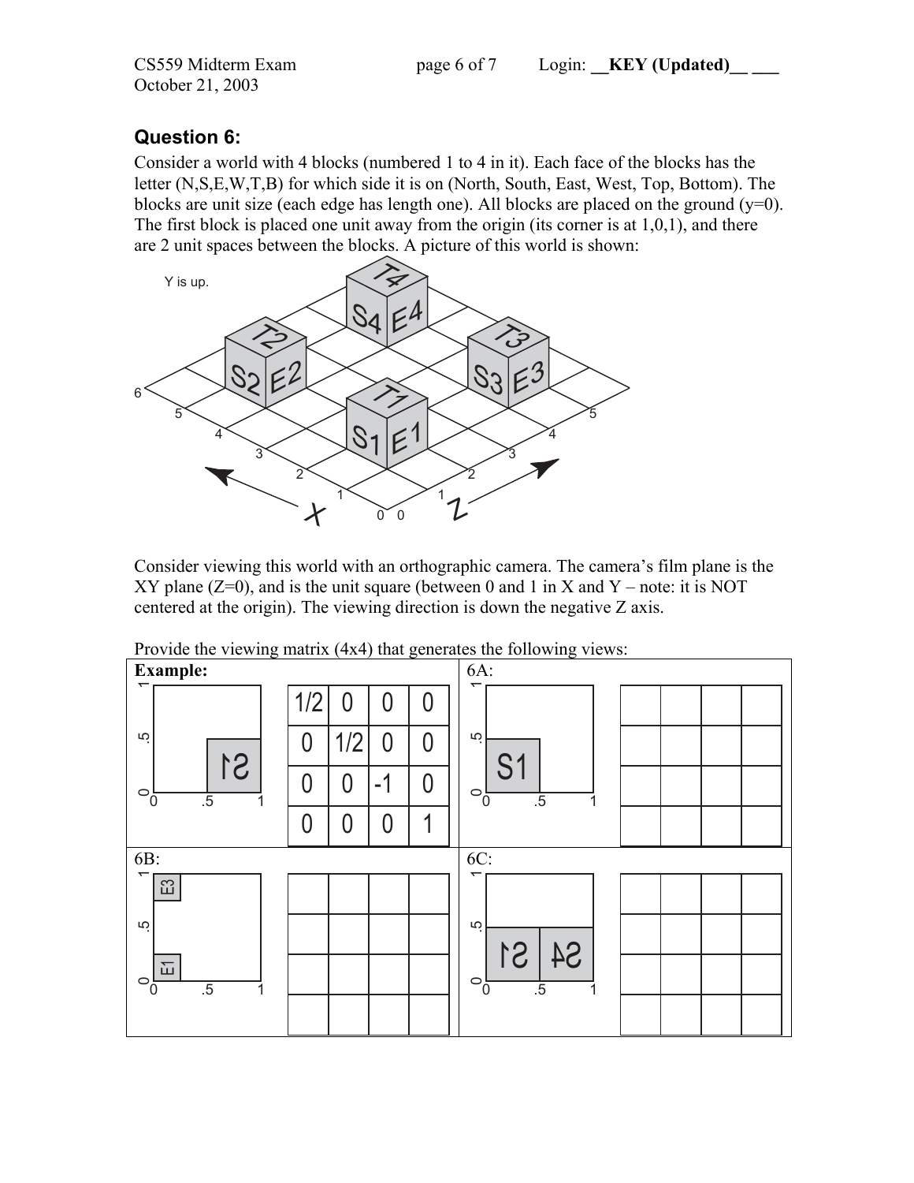## Question 6:

Consider a world with 4 blocks (numbered 1 to 4 in it). Each face of the blocks has the letter (N,S,E,W,T,B) for which side it is on (North, South, East, West, Top, Bottom). The blocks are unit size (each edge has length one). All blocks are placed on the ground (y=0). The first block is placed one unit away from the origin (its corner is at 1,0,1), and there are 2 unit spaces between the blocks. A picture of this world is shown:

Y is up.

Consider viewing this world with an orthographic camera. The camera's film plane is the XY plane (Z=0), and is the unit square (between 0 and 1 in X and Y – note: it is NOT centered at the origin). The viewing direction is down the negative Z axis.

Provide the viewing matrix (4x4) that generates the following views:

**Example:**

| | | | |
|---|---|---|---|
| 1/2 | 0 | 0 | 0 |
| 0 | 1/2 | 0 | 0 |
| 0 | 0 | -1 | 0 |
| 0 | 0 | 0 | 1 |

6A:

| | | | |
|---|---|---|---|
| | | | |
| | | | |
| | | | |
| | | | |

6B:

| | | | |
|---|---|---|---|
| | | | |
| | | | |
| | | | |
| | | | |

6C:

| | | | |
|---|---|---|---|
| | | | |
| | | | |
| | | | |
| | | | |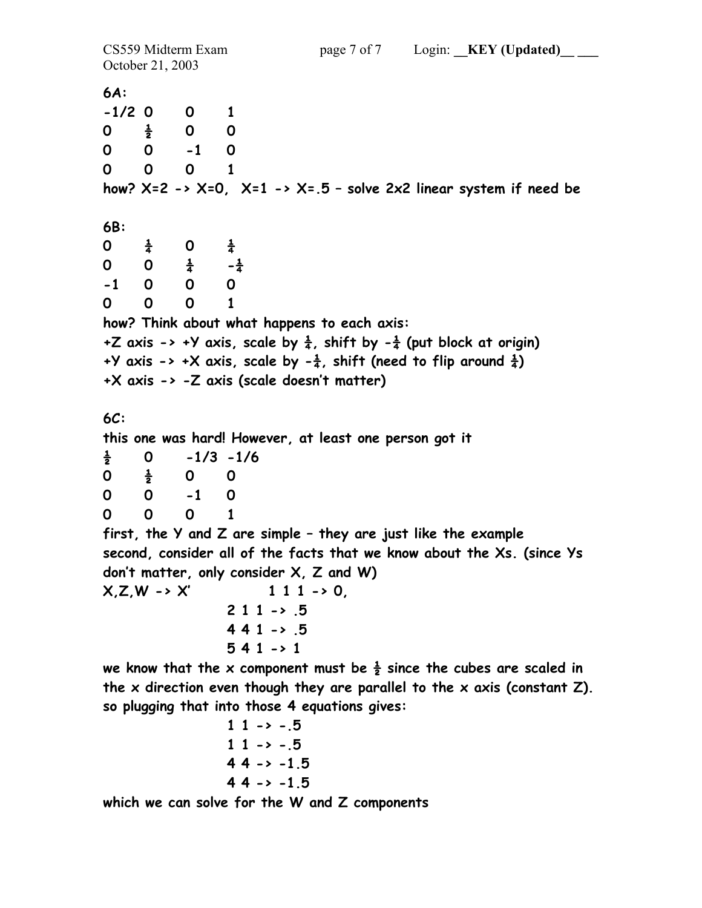**6A:**

$$\begin{matrix} -1/2 & 0 & 0 & 1 \\ 0 & \frac{1}{2} & 0 & 0 \\ 0 & 0 & -1 & 0 \\ 0 & 0 & 0 & 1 \end{matrix}$$

**how? X=2 -> X=0, X=1 -> X=.5 – solve 2x2 linear system if need be**

**6B:**

$$\begin{matrix} 0 & \frac{1}{4} & 0 & \frac{1}{4} \\ 0 & 0 & \frac{1}{4} & -\frac{1}{4} \\ -1 & 0 & 0 & 0 \\ 0 & 0 & 0 & 1 \end{matrix}$$

**how? Think about what happens to each axis:**
**+Z axis -> +Y axis, scale by $\frac{1}{4}$, shift by $-\frac{1}{4}$ (put block at origin)**
**+Y axis -> +X axis, scale by $-\frac{1}{4}$, shift (need to flip around $\frac{1}{4}$)**
**+X axis -> -Z axis (scale doesn't matter)**

**6C:**

**this one was hard! However, at least one person got it**

$$\begin{matrix} \frac{1}{2} & 0 & -1/3 & -1/6 \\ 0 & \frac{1}{2} & 0 & 0 \\ 0 & 0 & -1 & 0 \\ 0 & 0 & 0 & 1 \end{matrix}$$

**first, the Y and Z are simple – they are just like the example**
**second, consider all of the facts that we know about the Xs. (since Ys don't matter, only consider X, Z and W)**

**X,Z,W -> X'**

```
1 1 1 -> 0,
2 1 1 -> .5
4 4 1 -> .5
5 4 1 -> 1
```

**we know that the x component must be $\frac{1}{2}$ since the cubes are scaled in the x direction even though they are parallel to the x axis (constant Z). so plugging that into those 4 equations gives:**

```
1 1 -> -.5
1 1 -> -.5
4 4 -> -1.5
4 4 -> -1.5
```

**which we can solve for the W and Z components**